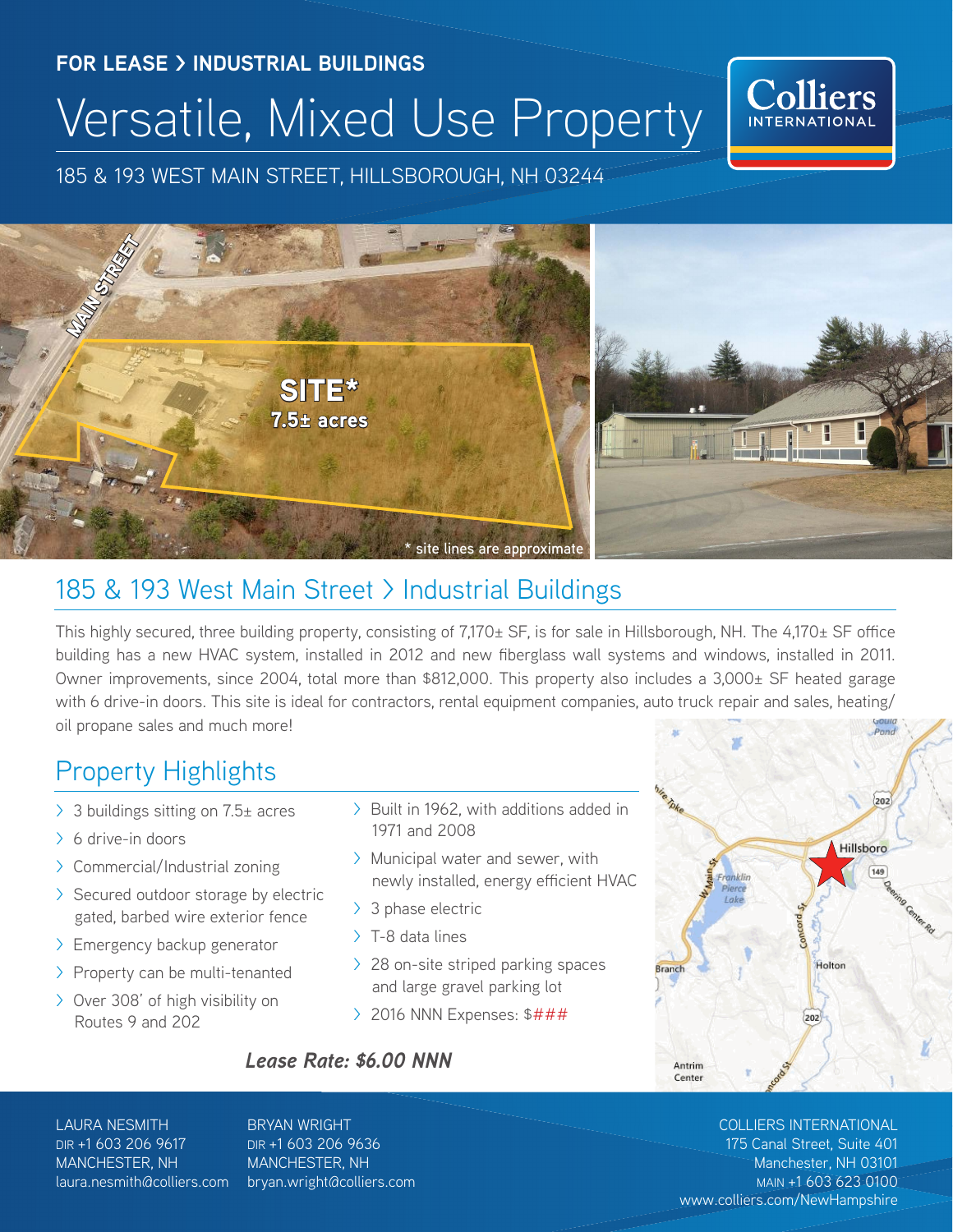**FOR LEASE > INDUSTRIAL BUILDINGS**

# Versatile, Mixed Use Property

185 & 193 WEST MAIN STREET, HILLSBOROUGH, NH 03244

MAIN STREET

SITE*
7.5± acres

* site lines are approximate

## 185 & 193 West Main Street > Industrial Buildings

This highly secured, three building property, consisting of 7,170± SF, is for sale in Hillsborough, NH. The 4,170± SF office building has a new HVAC system, installed in 2012 and new fiberglass wall systems and windows, installed in 2011. Owner improvements, since 2004, total more than $812,000. This property also includes a 3,000± SF heated garage with 6 drive-in doors. This site is ideal for contractors, rental equipment companies, auto truck repair and sales, heating/oil propane sales and much more!

## Property Highlights

- 3 buildings sitting on 7.5± acres
- 6 drive-in doors
- Commercial/Industrial zoning
- Secured outdoor storage by electric gated, barbed wire exterior fence
- Emergency backup generator
- Property can be multi-tenanted
- Over 308' of high visibility on Routes 9 and 202
- Built in 1962, with additions added in 1971 and 2008
- Municipal water and sewer, with newly installed, energy efficient HVAC
- 3 phase electric
- T-8 data lines
- 28 on-site striped parking spaces and large gravel parking lot
- 2016 NNN Expenses: $###

***Lease Rate: $6.00 NNN***

LAURA NESMITH
DIR +1 603 206 9617
MANCHESTER, NH
laura.nesmith@colliers.com

BRYAN WRIGHT
DIR +1 603 206 9636
MANCHESTER, NH
bryan.wright@colliers.com

COLLIERS INTERNATIONAL
175 Canal Street, Suite 401
Manchester, NH 03101
MAIN +1 603 623 0100
www.colliers.com/NewHampshire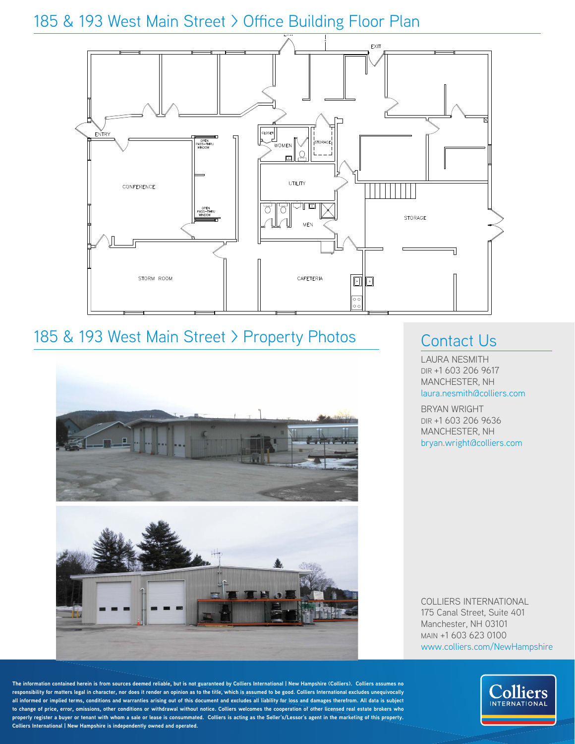## 185 & 193 West Main Street > Office Building Floor Plan

EXIT

ENTRY

CONFERENCE

OPEN PASS-THRU WINDOW

OPEN PASS-THRU WINDOW

CLOSET

WOMEN

STORAGE

UTILITY

MEN

STORAGE

STORM ROOM

CAFETERIA

## 185 & 193 West Main Street > Property Photos

## Contact Us

LAURA NESMITH
DIR +1 603 206 9617
MANCHESTER, NH
laura.nesmith@colliers.com

BRYAN WRIGHT
DIR +1 603 206 9636
MANCHESTER, NH
bryan.wright@colliers.com

COLLIERS INTERNATIONAL
175 Canal Street, Suite 401
Manchester, NH 03101
MAIN +1 603 623 0100
www.colliers.com/NewHampshire

**The information contained herein is from sources deemed reliable, but is not guaranteed by Colliers International | New Hampshire (Colliers). Colliers assumes no responsibility for matters legal in character, nor does it render an opinion as to the title, which is assumed to be good. Colliers International excludes unequivocally all informed or implied terms, conditions and warranties arising out of this document and excludes all liability for loss and damages therefrom. All data is subject to change of price, error, omissions, other conditions or withdrawal without notice. Colliers welcomes the cooperation of other licensed real estate brokers who properly register a buyer or tenant with whom a sale or lease is consummated. Colliers is acting as the Seller's/Lessor's agent in the marketing of this property. Colliers International | New Hampshire is independently owned and operated.**

Colliers INTERNATIONAL